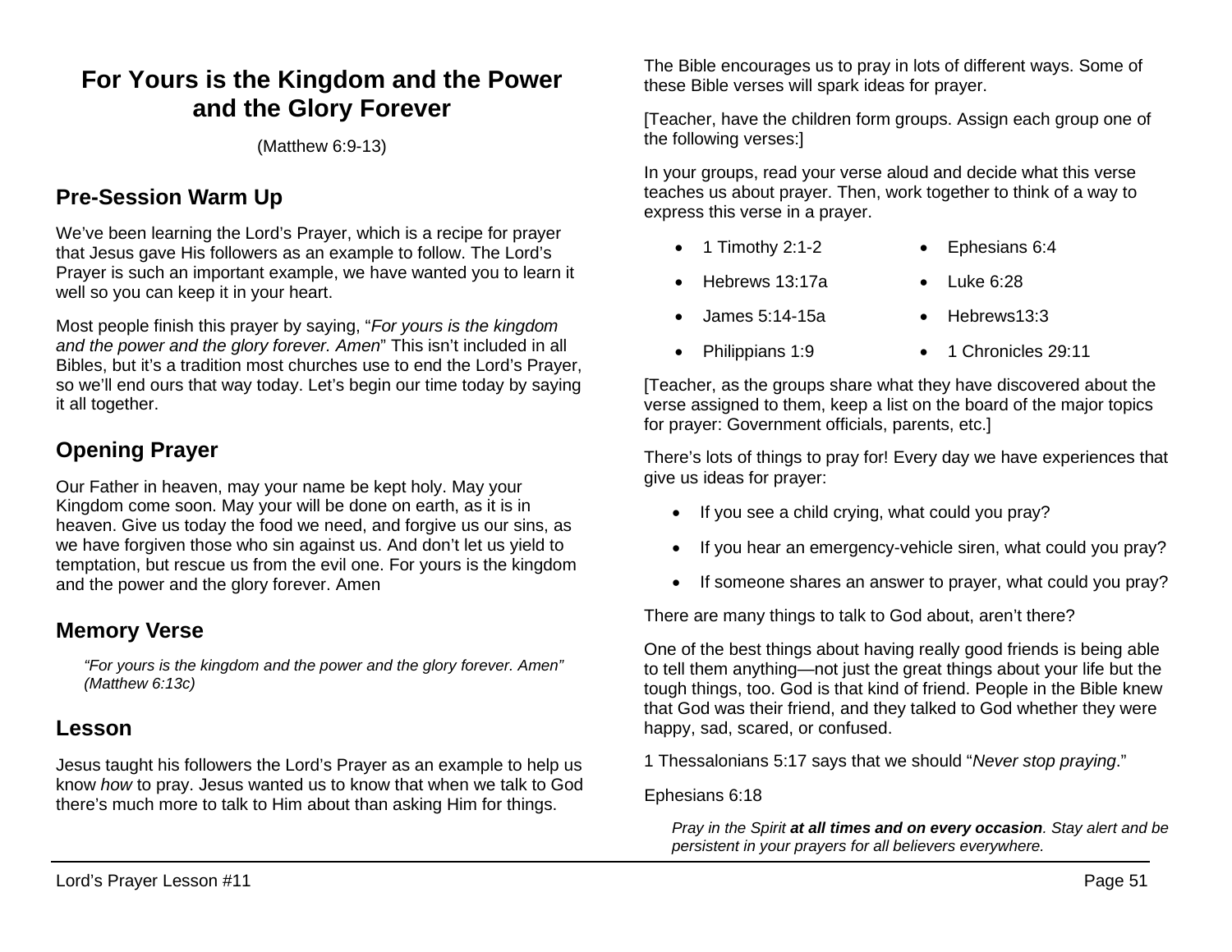# For Yours is the Kingdom and the Power and the Glory Forever

(Matthew 6:9-13)

## Pre-Session Warm Up

We've been learning the Lord's Prayer, which is a recipe for prayer that Jesus gave His followers as an example to follow. The Lord's Prayer is such an important example, we have wanted you to learn it well so you can keep it in your heart.

Most people finish this prayer by saying, "*For yours is the kingdom and the power and the glory forever. Amen*" This isn't included in all Bibles, but it's a tradition most churches use to end the Lord's Prayer, so we'll end ours that way today. Let's begin our time today by saying it all together.

## Opening Prayer

Our Father in heaven, may your name be kept holy. May your Kingdom come soon. May your will be done on earth, as it is in heaven. Give us today the food we need, and forgive us our sins, as we have forgiven those who sin against us. And don't let us yield to temptation, but rescue us from the evil one. For yours is the kingdom and the power and the glory forever. Amen

## Memory Verse

> *"For yours is the kingdom and the power and the glory forever. Amen" (Matthew 6:13c)*

## Lesson

Jesus taught his followers the Lord's Prayer as an example to help us know *how* to pray. Jesus wanted us to know that when we talk to God there's much more to talk to Him about than asking Him for things.

The Bible encourages us to pray in lots of different ways. Some of these Bible verses will spark ideas for prayer.

[Teacher, have the children form groups. Assign each group one of the following verses:]

In your groups, read your verse aloud and decide what this verse teaches us about prayer. Then, work together to think of a way to express this verse in a prayer.

- 1 Timothy 2:1-2
- Hebrews 13:17a
- James 5:14-15a
- Philippians 1:9
- Ephesians 6:4
- Luke 6:28
- Hebrews13:3
- 1 Chronicles 29:11

[Teacher, as the groups share what they have discovered about the verse assigned to them, keep a list on the board of the major topics for prayer: Government officials, parents, etc.]

There's lots of things to pray for! Every day we have experiences that give us ideas for prayer:

- If you see a child crying, what could you pray?
- If you hear an emergency-vehicle siren, what could you pray?
- If someone shares an answer to prayer, what could you pray?

There are many things to talk to God about, aren't there?

One of the best things about having really good friends is being able to tell them anything—not just the great things about your life but the tough things, too. God is that kind of friend. People in the Bible knew that God was their friend, and they talked to God whether they were happy, sad, scared, or confused.

1 Thessalonians 5:17 says that we should "*Never stop praying*."

Ephesians 6:18

> *Pray in the Spirit* ***at all times and on every occasion****. Stay alert and be persistent in your prayers for all believers everywhere.*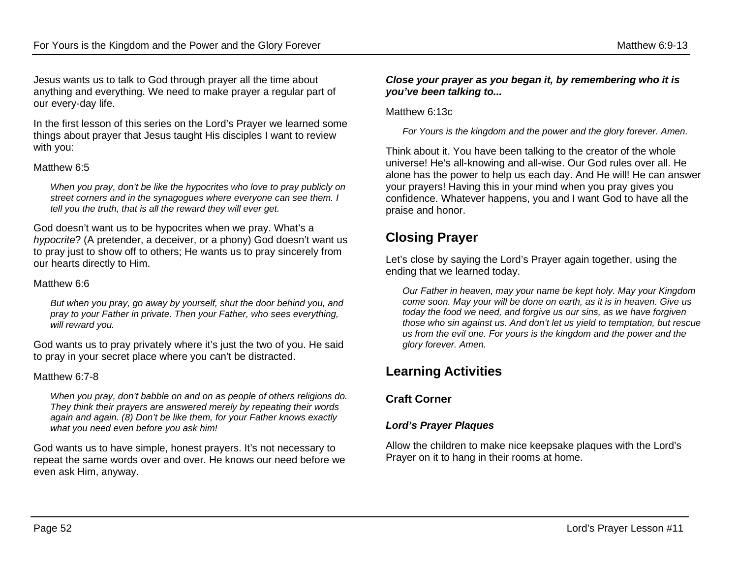Jesus wants us to talk to God through prayer all the time about anything and everything. We need to make prayer a regular part of our every-day life.

In the first lesson of this series on the Lord's Prayer we learned some things about prayer that Jesus taught His disciples I want to review with you:

Matthew 6:5

> *When you pray, don't be like the hypocrites who love to pray publicly on street corners and in the synagogues where everyone can see them. I tell you the truth, that is all the reward they will ever get.*

God doesn't want us to be hypocrites when we pray. What's a *hypocrite*? (A pretender, a deceiver, or a phony) God doesn't want us to pray just to show off to others; He wants us to pray sincerely from our hearts directly to Him.

Matthew 6:6

> *But when you pray, go away by yourself, shut the door behind you, and pray to your Father in private. Then your Father, who sees everything, will reward you.*

God wants us to pray privately where it's just the two of you. He said to pray in your secret place where you can't be distracted.

Matthew 6:7-8

> *When you pray, don't babble on and on as people of others religions do. They think their prayers are answered merely by repeating their words again and again. (8) Don't be like them, for your Father knows exactly what you need even before you ask him!*

God wants us to have simple, honest prayers. It's not necessary to repeat the same words over and over. He knows our need before we even ask Him, anyway.

***Close your prayer as you began it, by remembering who it is you've been talking to...***

Matthew 6:13c

> *For Yours is the kingdom and the power and the glory forever. Amen.*

Think about it. You have been talking to the creator of the whole universe! He's all-knowing and all-wise. Our God rules over all. He alone has the power to help us each day. And He will! He can answer your prayers! Having this in your mind when you pray gives you confidence. Whatever happens, you and I want God to have all the praise and honor.

## Closing Prayer

Let's close by saying the Lord's Prayer again together, using the ending that we learned today.

> *Our Father in heaven, may your name be kept holy. May your Kingdom come soon. May your will be done on earth, as it is in heaven. Give us today the food we need, and forgive us our sins, as we have forgiven those who sin against us. And don't let us yield to temptation, but rescue us from the evil one. For yours is the kingdom and the power and the glory forever. Amen.*

## Learning Activities

### Craft Corner

#### *Lord's Prayer Plaques*

Allow the children to make nice keepsake plaques with the Lord's Prayer on it to hang in their rooms at home.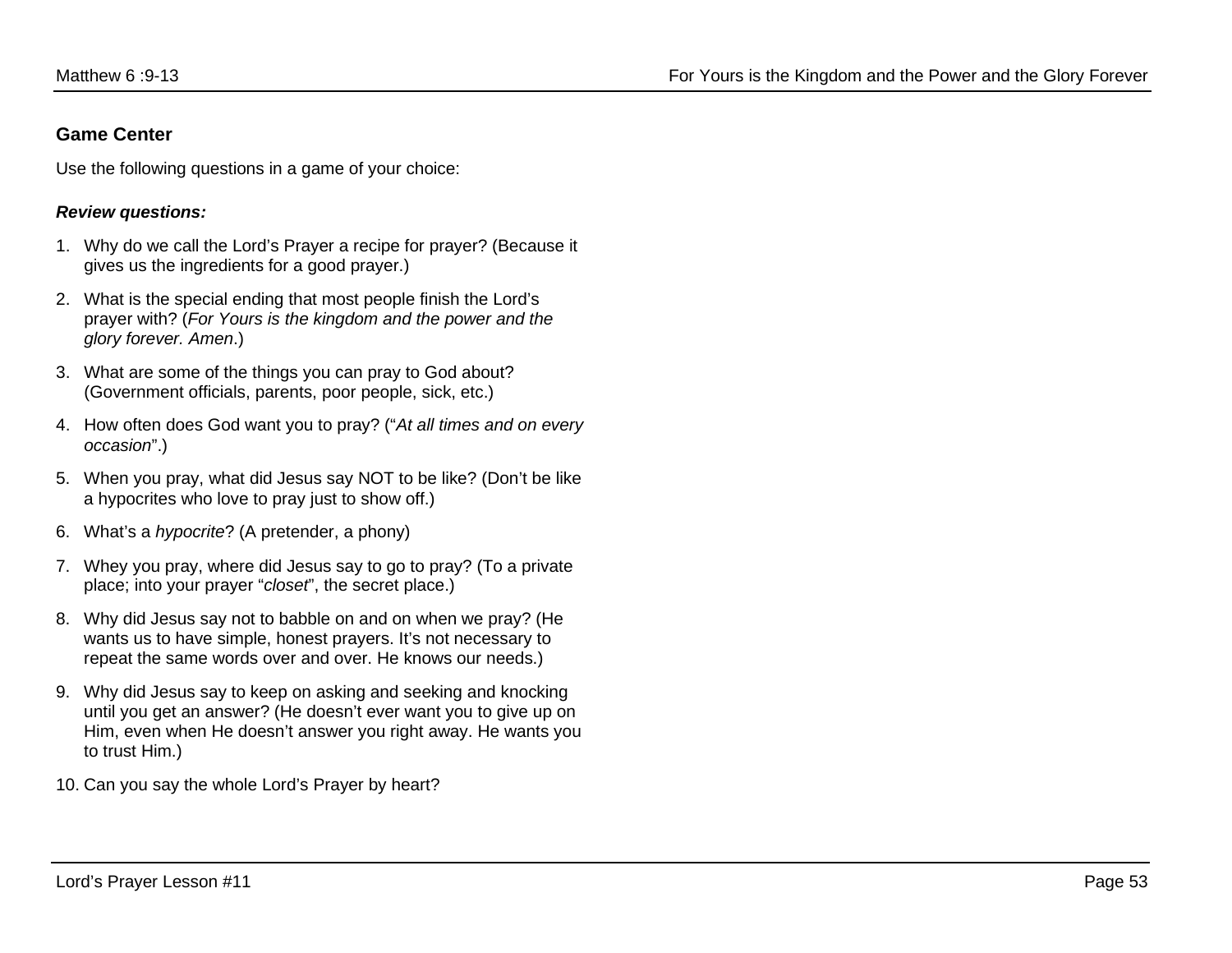## Game Center

Use the following questions in a game of your choice:

***Review questions:***

1. Why do we call the Lord's Prayer a recipe for prayer? (Because it gives us the ingredients for a good prayer.)
2. What is the special ending that most people finish the Lord's prayer with? (*For Yours is the kingdom and the power and the glory forever. Amen*.)
3. What are some of the things you can pray to God about? (Government officials, parents, poor people, sick, etc.)
4. How often does God want you to pray? ("*At all times and on every occasion*".)
5. When you pray, what did Jesus say NOT to be like? (Don't be like a hypocrites who love to pray just to show off.)
6. What's a *hypocrite*? (A pretender, a phony)
7. Whey you pray, where did Jesus say to go to pray? (To a private place; into your prayer "*closet*", the secret place.)
8. Why did Jesus say not to babble on and on when we pray? (He wants us to have simple, honest prayers. It's not necessary to repeat the same words over and over. He knows our needs.)
9. Why did Jesus say to keep on asking and seeking and knocking until you get an answer? (He doesn't ever want you to give up on Him, even when He doesn't answer you right away. He wants you to trust Him.)
10. Can you say the whole Lord's Prayer by heart?